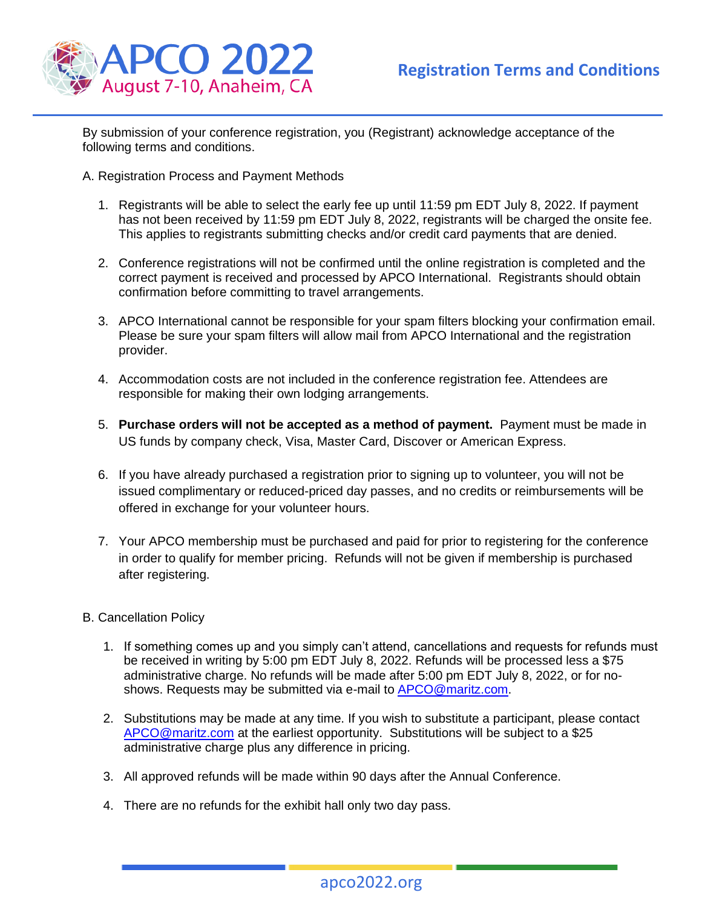# APCO 2022

August 7-10, Anaheim, CA

## Registration Terms and Conditions

By submission of your conference registration, you (Registrant) acknowledge acceptance of the following terms and conditions.

A. Registration Process and Payment Methods

1. Registrants will be able to select the early fee up until 11:59 pm EDT July 8, 2022. If payment has not been received by 11:59 pm EDT July 8, 2022, registrants will be charged the onsite fee. This applies to registrants submitting checks and/or credit card payments that are denied.
2. Conference registrations will not be confirmed until the online registration is completed and the correct payment is received and processed by APCO International. Registrants should obtain confirmation before committing to travel arrangements.
3. APCO International cannot be responsible for your spam filters blocking your confirmation email. Please be sure your spam filters will allow mail from APCO International and the registration provider.
4. Accommodation costs are not included in the conference registration fee. Attendees are responsible for making their own lodging arrangements.
5. **Purchase orders will not be accepted as a method of payment.** Payment must be made in US funds by company check, Visa, Master Card, Discover or American Express.
6. If you have already purchased a registration prior to signing up to volunteer, you will not be issued complimentary or reduced-priced day passes, and no credits or reimbursements will be offered in exchange for your volunteer hours.
7. Your APCO membership must be purchased and paid for prior to registering for the conference in order to qualify for member pricing. Refunds will not be given if membership is purchased after registering.

B. Cancellation Policy

1. If something comes up and you simply can't attend, cancellations and requests for refunds must be received in writing by 5:00 pm EDT July 8, 2022. Refunds will be processed less a $75 administrative charge. No refunds will be made after 5:00 pm EDT July 8, 2022, or for no-shows. Requests may be submitted via e-mail to APCO@maritz.com.
2. Substitutions may be made at any time. If you wish to substitute a participant, please contact APCO@maritz.com at the earliest opportunity. Substitutions will be subject to a $25 administrative charge plus any difference in pricing.
3. All approved refunds will be made within 90 days after the Annual Conference.
4. There are no refunds for the exhibit hall only two day pass.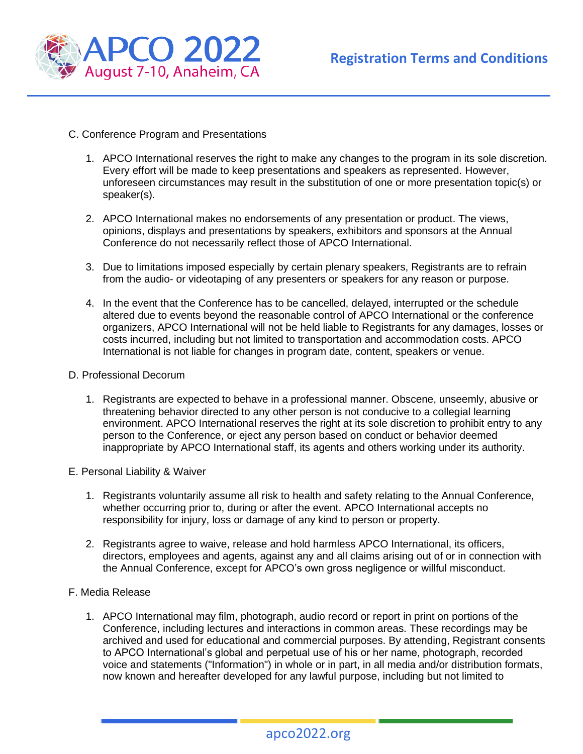C. Conference Program and Presentations

1. APCO International reserves the right to make any changes to the program in its sole discretion. Every effort will be made to keep presentations and speakers as represented. However, unforeseen circumstances may result in the substitution of one or more presentation topic(s) or speaker(s).

2. APCO International makes no endorsements of any presentation or product. The views, opinions, displays and presentations by speakers, exhibitors and sponsors at the Annual Conference do not necessarily reflect those of APCO International.

3. Due to limitations imposed especially by certain plenary speakers, Registrants are to refrain from the audio- or videotaping of any presenters or speakers for any reason or purpose.

4. In the event that the Conference has to be cancelled, delayed, interrupted or the schedule altered due to events beyond the reasonable control of APCO International or the conference organizers, APCO International will not be held liable to Registrants for any damages, losses or costs incurred, including but not limited to transportation and accommodation costs. APCO International is not liable for changes in program date, content, speakers or venue.

D. Professional Decorum

1. Registrants are expected to behave in a professional manner. Obscene, unseemly, abusive or threatening behavior directed to any other person is not conducive to a collegial learning environment. APCO International reserves the right at its sole discretion to prohibit entry to any person to the Conference, or eject any person based on conduct or behavior deemed inappropriate by APCO International staff, its agents and others working under its authority.

E. Personal Liability & Waiver

1. Registrants voluntarily assume all risk to health and safety relating to the Annual Conference, whether occurring prior to, during or after the event. APCO International accepts no responsibility for injury, loss or damage of any kind to person or property.

2. Registrants agree to waive, release and hold harmless APCO International, its officers, directors, employees and agents, against any and all claims arising out of or in connection with the Annual Conference, except for APCO's own gross negligence or willful misconduct.

F. Media Release

1. APCO International may film, photograph, audio record or report in print on portions of the Conference, including lectures and interactions in common areas. These recordings may be archived and used for educational and commercial purposes. By attending, Registrant consents to APCO International's global and perpetual use of his or her name, photograph, recorded voice and statements ("Information") in whole or in part, in all media and/or distribution formats, now known and hereafter developed for any lawful purpose, including but not limited to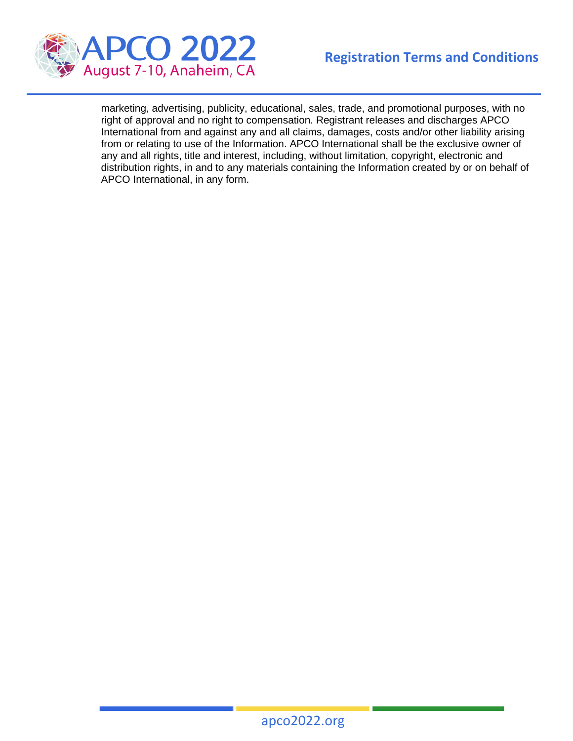marketing, advertising, publicity, educational, sales, trade, and promotional purposes, with no right of approval and no right to compensation. Registrant releases and discharges APCO International from and against any and all claims, damages, costs and/or other liability arising from or relating to use of the Information. APCO International shall be the exclusive owner of any and all rights, title and interest, including, without limitation, copyright, electronic and distribution rights, in and to any materials containing the Information created by or on behalf of APCO International, in any form.